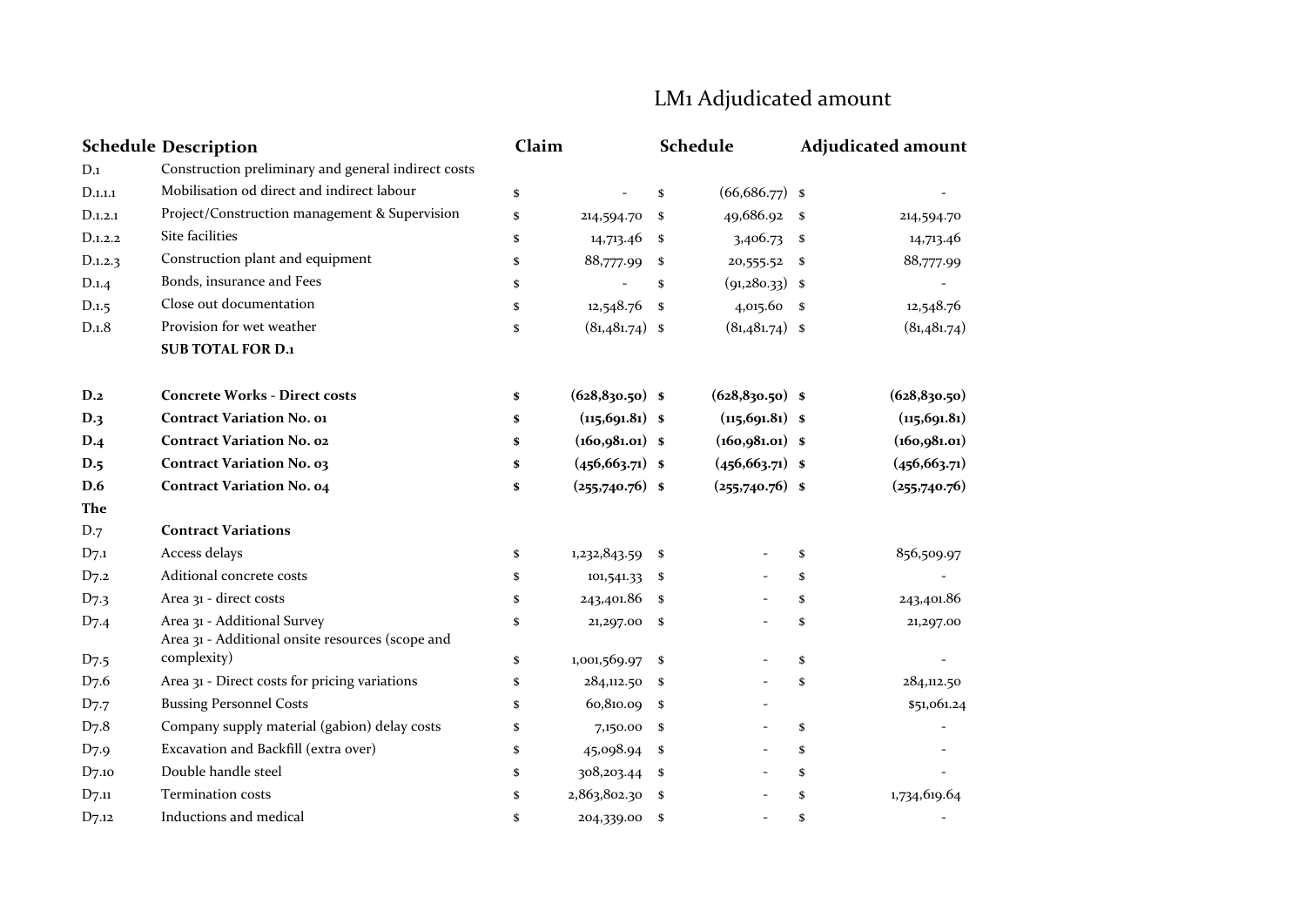# LM1 Adjudicated amount

| Schedule | Description | Claim | Schedule | Adjudicated amount |
|---|---|---|---|---|
| D.1 | Construction preliminary and general indirect costs | | | |
| D.1.1.1 | Mobilisation od direct and indirect labour | $ - | $ (66,686.77) | $ - |
| D.1.2.1 | Project/Construction management & Supervision | $ 214,594.70 | $ 49,686.92 | $ 214,594.70 |
| D.1.2.2 | Site facilities | $ 14,713.46 | $ 3,406.73 | $ 14,713.46 |
| D.1.2.3 | Construction plant and equipment | $ 88,777.99 | $ 20,555.52 | $ 88,777.99 |
| D.1.4 | Bonds, insurance and Fees | $ - | $ (91,280.33) | $ - |
| D.1.5 | Close out documentation | $ 12,548.76 | $ 4,015.60 | $ 12,548.76 |
| D.1.8 | Provision for wet weather | $ (81,481.74) | $ (81,481.74) | $ (81,481.74) |
| | **SUB TOTAL FOR D.1** | | | |
| **D.2** | **Concrete Works - Direct costs** | **$ (628,830.50)** | **$ (628,830.50)** | **$ (628,830.50)** |
| **D.3** | **Contract Variation No. 01** | **$ (115,691.81)** | **$ (115,691.81)** | **$ (115,691.81)** |
| **D.4** | **Contract Variation No. 02** | **$ (160,981.01)** | **$ (160,981.01)** | **$ (160,981.01)** |
| **D.5** | **Contract Variation No. 03** | **$ (456,663.71)** | **$ (456,663.71)** | **$ (456,663.71)** |
| **D.6** | **Contract Variation No. 04** | **$ (255,740.76)** | **$ (255,740.76)** | **$ (255,740.76)** |
| **The** | | | | |
| D.7 | **Contract Variations** | | | |
| D7.1 | Access delays | $ 1,232,843.59 | $ - | $ 856,509.97 |
| D7.2 | Aditional concrete costs | $ 101,541.33 | $ - | $ - |
| D7.3 | Area 31 - direct costs | $ 243,401.86 | $ - | $ 243,401.86 |
| D7.4 | Area 31 - Additional Survey | $ 21,297.00 | $ - | $ 21,297.00 |
| D7.5 | Area 31 - Additional onsite resources (scope and complexity) | $ 1,001,569.97 | $ - | $ - |
| D7.6 | Area 31 - Direct costs for pricing variations | $ 284,112.50 | $ - | $ 284,112.50 |
| D7.7 | Bussing Personnel Costs | $ 60,810.09 | $ - | $51,061.24 |
| D7.8 | Company supply material (gabion) delay costs | $ 7,150.00 | $ - | $ - |
| D7.9 | Excavation and Backfill (extra over) | $ 45,098.94 | $ - | $ - |
| D7.10 | Double handle steel | $ 308,203.44 | $ - | $ - |
| D7.11 | Termination costs | $ 2,863,802.30 | $ - | $ 1,734,619.64 |
| D7.12 | Inductions and medical | $ 204,339.00 | $ - | $ - |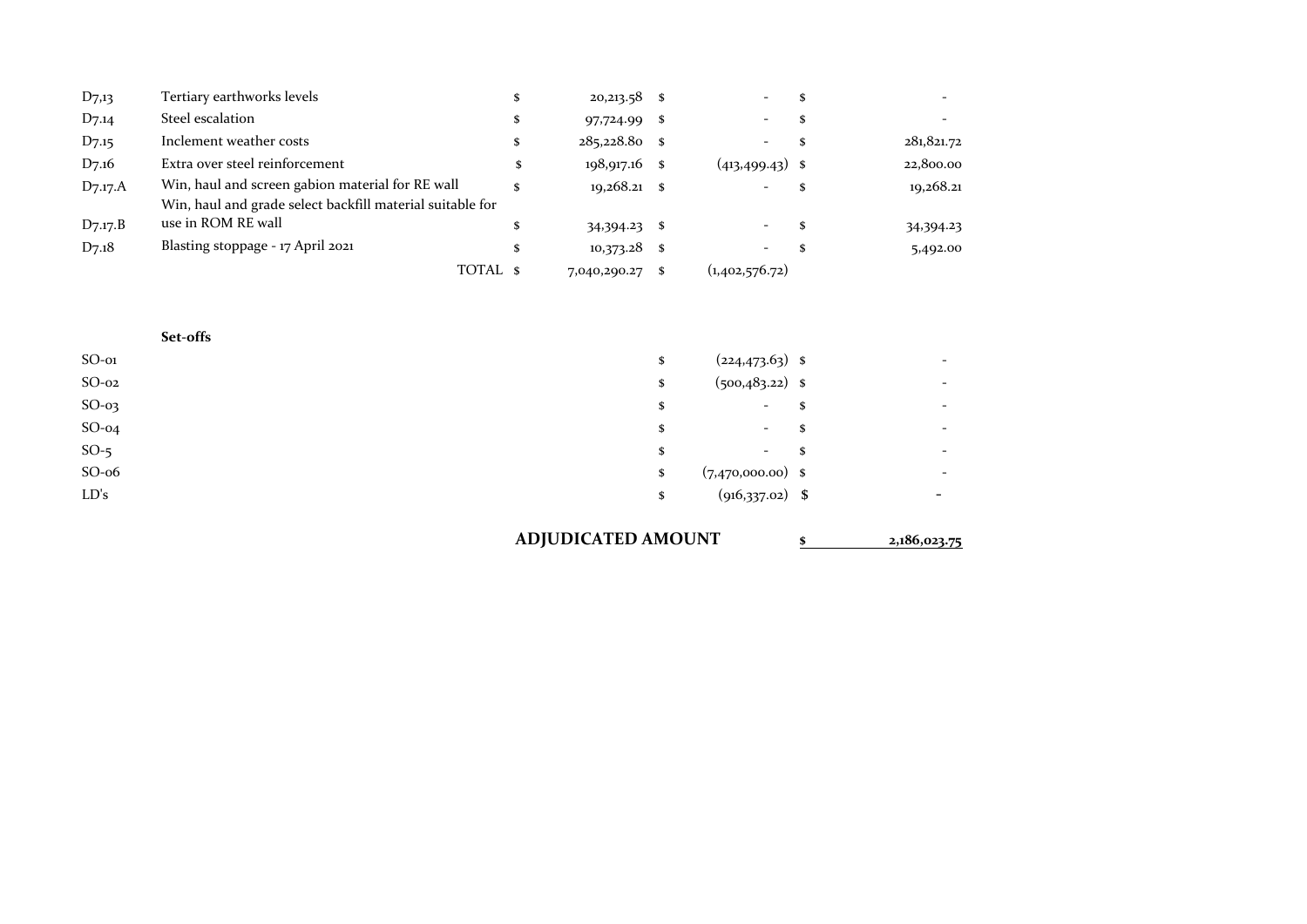| | | | | | | | |
|---|---|---|---|---|---|---|---|
| D7,13 | Tertiary earthworks levels | $ | 20,213.58 | $ | - | $ | - |
| D7.14 | Steel escalation | $ | 97,724.99 | $ | - | $ | - |
| D7.15 | Inclement weather costs | $ | 285,228.80 | $ | - | $ | 281,821.72 |
| D7.16 | Extra over steel reinforcement | $ | 198,917.16 | $ | (413,499.43) | $ | 22,800.00 |
| D7.17.A | Win, haul and screen gabion material for RE wall | $ | 19,268.21 | $ | - | $ | 19,268.21 |
| D7.17.B | Win, haul and grade select backfill material suitable for use in ROM RE wall | $ | 34,394.23 | $ | - | $ | 34,394.23 |
| D7.18 | Blasting stoppage - 17 April 2021 | $ | 10,373.28 | $ | - | $ | 5,492.00 |
| | TOTAL | $ | 7,040,290.27 | $ | (1,402,576.72) | | |
| | | | | | | | |
| | **Set-offs** | | | | | | |
| SO-01 | | | | $ | (224,473.63) | $ | - |
| SO-02 | | | | $ | (500,483.22) | $ | - |
| SO-03 | | | | $ | - | $ | - |
| SO-04 | | | | $ | - | $ | - |
| SO-5 | | | | $ | - | $ | - |
| SO-06 | | | | $ | (7,470,000.00) | $ | - |
| LD's | | | | $ | (916,337.02) | $ | - |
| | | | **ADJUDICATED AMOUNT** | | | $ | 2,186,023.75 |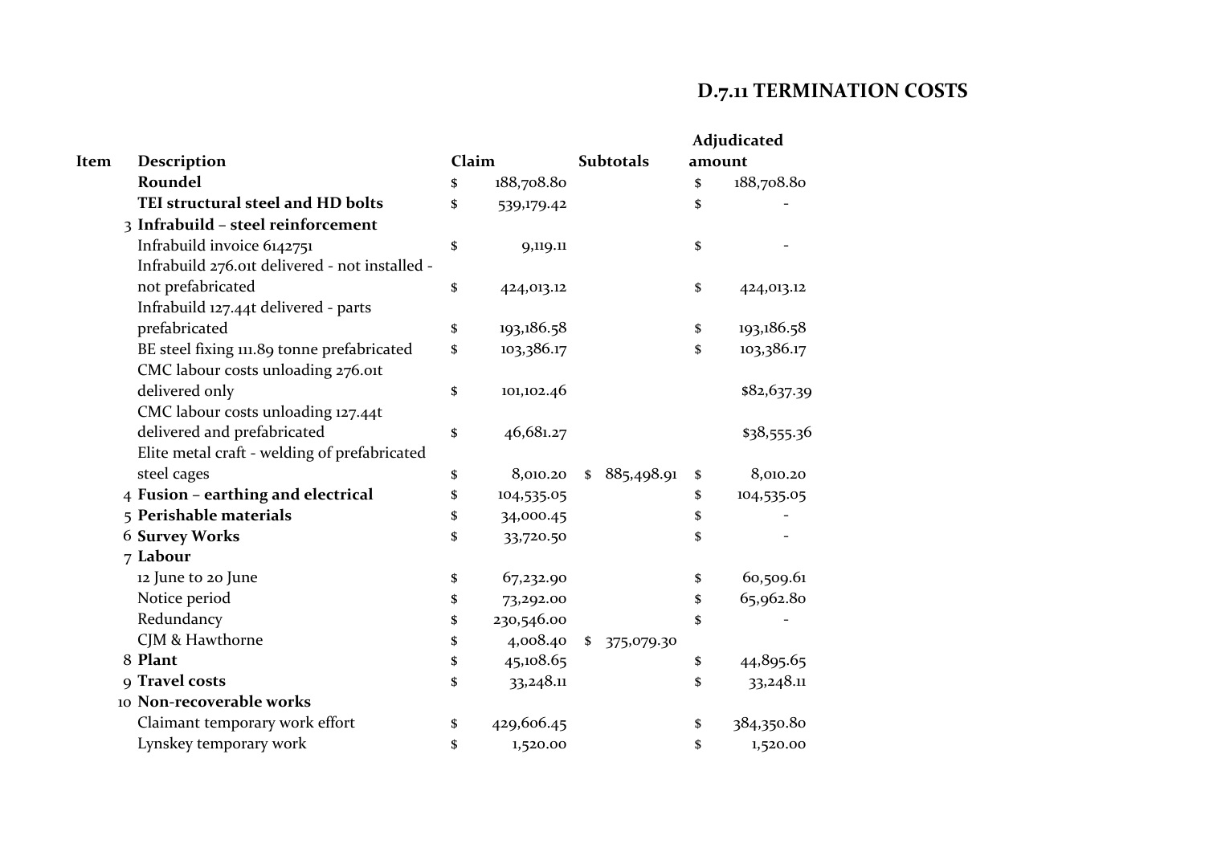# D.7.11 TERMINATION COSTS

| Item | Description | Claim | Subtotals | Adjudicated amount |
|---|---|---|---|---|
| | **Roundel** | $ 188,708.80 | | $ 188,708.80 |
| | **TEI structural steel and HD bolts** | $ 539,179.42 | | $ - |
| 3 | **Infrabuild – steel reinforcement** | | | |
| | Infrabuild invoice 6142751 | $ 9,119.11 | | $ - |
| | Infrabuild 276.01t delivered - not installed - not prefabricated | $ 424,013.12 | | $ 424,013.12 |
| | Infrabuild 127.44t delivered - parts prefabricated | $ 193,186.58 | | $ 193,186.58 |
| | BE steel fixing 111.89 tonne prefabricated | $ 103,386.17 | | $ 103,386.17 |
| | CMC labour costs unloading 276.01t delivered only | $ 101,102.46 | | $82,637.39 |
| | CMC labour costs unloading 127.44t delivered and prefabricated | $ 46,681.27 | | $38,555.36 |
| | Elite metal craft - welding of prefabricated steel cages | $ 8,010.20 | $ 885,498.91 | $ 8,010.20 |
| 4 | **Fusion – earthing and electrical** | $ 104,535.05 | | $ 104,535.05 |
| 5 | **Perishable materials** | $ 34,000.45 | | $ - |
| 6 | **Survey Works** | $ 33,720.50 | | $ - |
| 7 | **Labour** | | | |
| | 12 June to 20 June | $ 67,232.90 | | $ 60,509.61 |
| | Notice period | $ 73,292.00 | | $ 65,962.80 |
| | Redundancy | $ 230,546.00 | | $ - |
| | CJM & Hawthorne | $ 4,008.40 | $ 375,079.30 | |
| 8 | **Plant** | $ 45,108.65 | | $ 44,895.65 |
| 9 | **Travel costs** | $ 33,248.11 | | $ 33,248.11 |
| 10 | **Non-recoverable works** | | | |
| | Claimant temporary work effort | $ 429,606.45 | | $ 384,350.80 |
| | Lynskey temporary work | $ 1,520.00 | | $ 1,520.00 |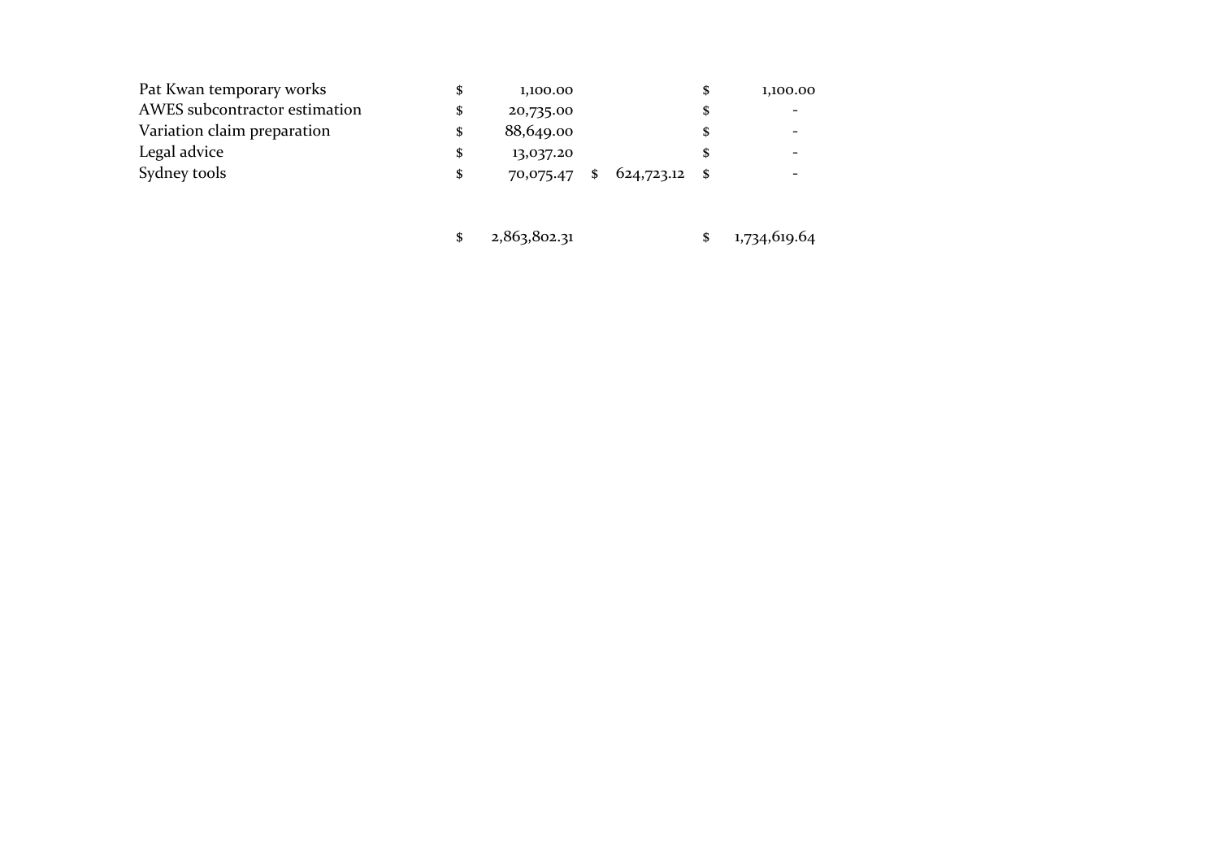| | | | |
|---|---|---|---|
| Pat Kwan temporary works | $ 1,100.00 | | $ 1,100.00 |
| AWES subcontractor estimation | $ 20,735.00 | | $ - |
| Variation claim preparation | $ 88,649.00 | | $ - |
| Legal advice | $ 13,037.20 | | $ - |
| Sydney tools | $ 70,075.47 | $ 624,723.12 | $ - |
| | | | |
| | $ 2,863,802.31 | | $ 1,734,619.64 |